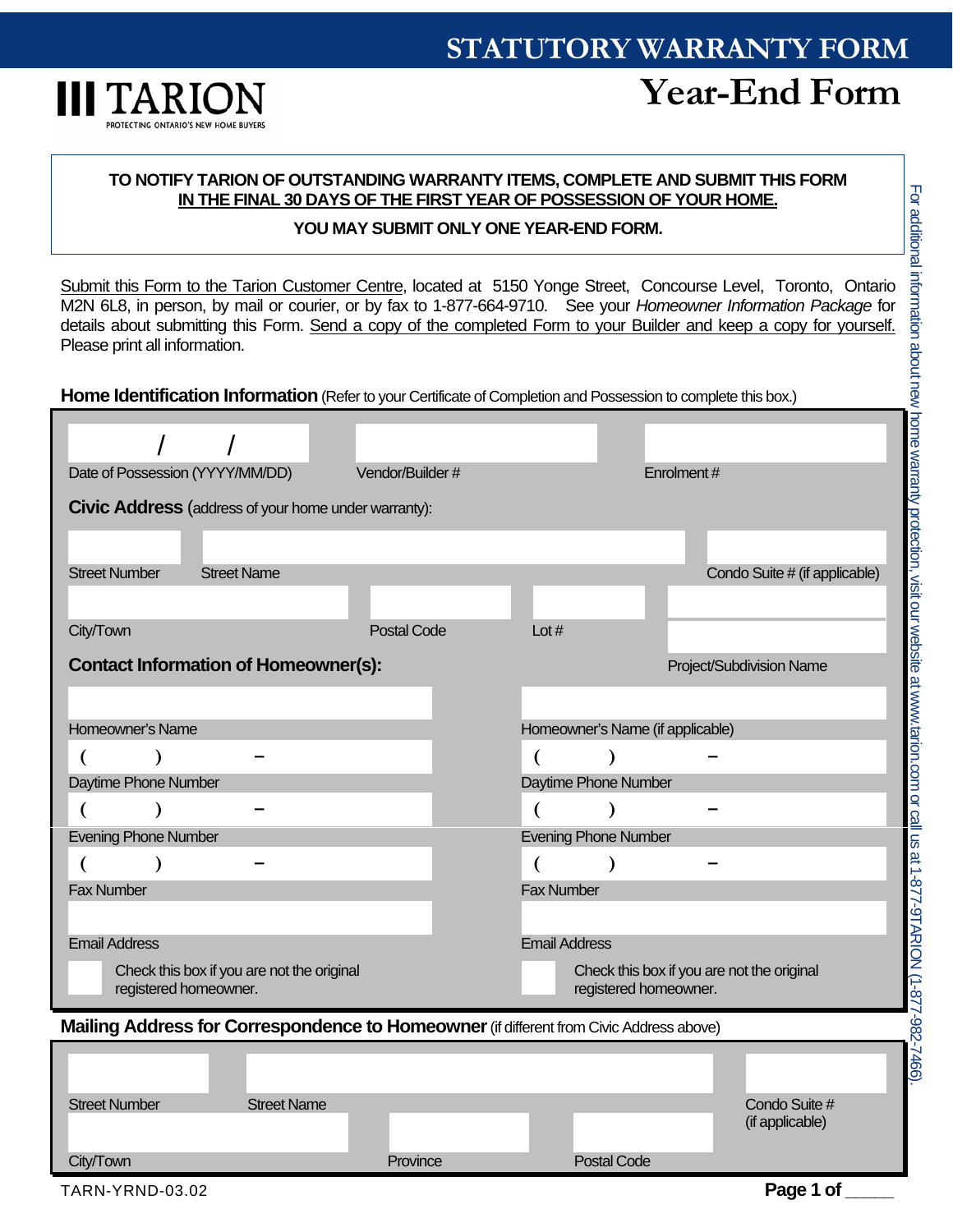# STATUTORY WARRANTY FORM

# Year-End Form

TARION — PROTECTING ONTARIO'S NEW HOME BUYERS

**TO NOTIFY TARION OF OUTSTANDING WARRANTY ITEMS, COMPLETE AND SUBMIT THIS FORM IN THE FINAL 30 DAYS OF THE FIRST YEAR OF POSSESSION OF YOUR HOME.**

**YOU MAY SUBMIT ONLY ONE YEAR-END FORM.**

Submit this Form to the Tarion Customer Centre, located at 5150 Yonge Street, Concourse Level, Toronto, Ontario M2N 6L8, in person, by mail or courier, or by fax to 1-877-664-9710. See your *Homeowner Information Package* for details about submitting this Form. Send a copy of the completed Form to your Builder and keep a copy for yourself. Please print all information.

For additional information about new home warranty protection, visit our website at www.tarion.com or call us at 1-877-9TARION (1-877-982-7466).

## Home Identification Information (Refer to your Certificate of Completion and Possession to complete this box.)

| Date of Possession (YYYY/MM/DD) | Vendor/Builder # | Enrolment # |
|---|---|---|
| / / | | |

**Civic Address** (address of your home under warranty):

| Street Number | Street Name | Condo Suite # (if applicable) |
|---|---|---|
| | | |

| City/Town | Postal Code | Lot # | Project/Subdivision Name |
|---|---|---|---|
| | | | |

**Contact Information of Homeowner(s):**

| Homeowner | Homeowner (if applicable) |
|---|---|
| Homeowner's Name: | Homeowner's Name (if applicable): |
| Daytime Phone Number: ( ) – | Daytime Phone Number: ( ) – |
| Evening Phone Number: ( ) – | Evening Phone Number: ( ) – |
| Fax Number: ( ) – | Fax Number: ( ) – |
| Email Address: | Email Address: |
| ☐ Check this box if you are not the original registered homeowner. | ☐ Check this box if you are not the original registered homeowner. |

## Mailing Address for Correspondence to Homeowner (if different from Civic Address above)

| Street Number | Street Name | Condo Suite # (if applicable) |
|---|---|---|
| | | |

| City/Town | Province | Postal Code |
|---|---|---|
| | | |

TARN-YRND-03.02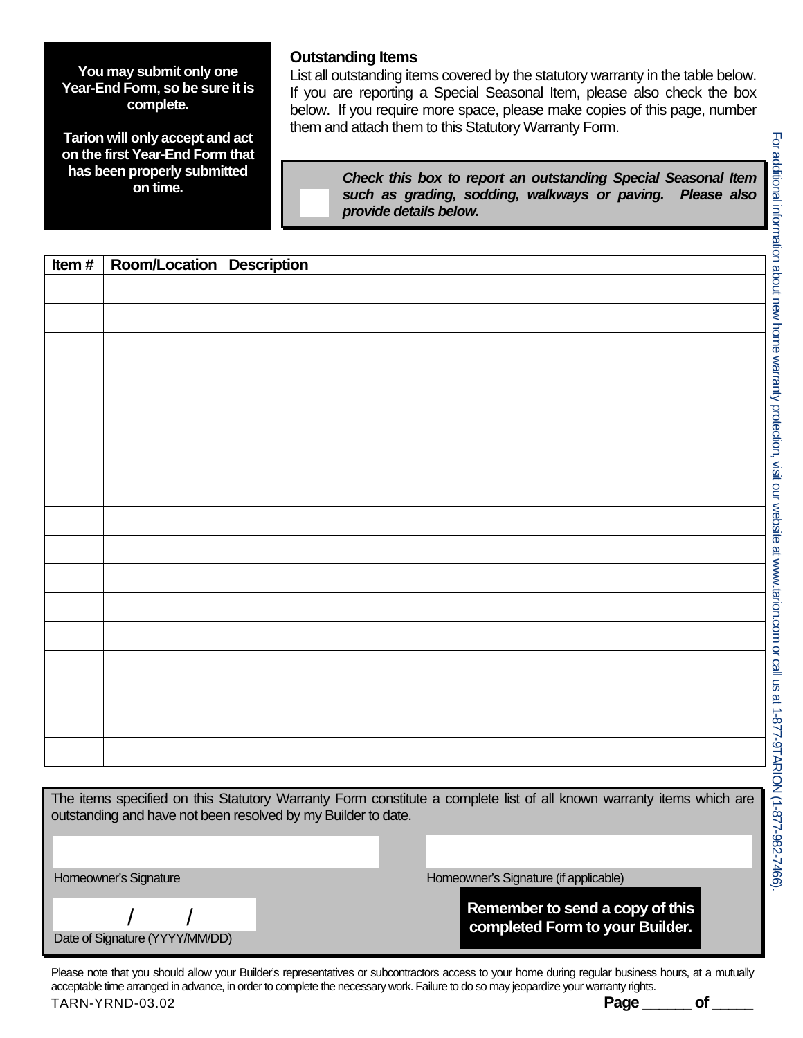**You may submit only one Year-End Form, so be sure it is complete.**

**Tarion will only accept and act on the first Year-End Form that has been properly submitted on time.**

## Outstanding Items

List all outstanding items covered by the statutory warranty in the table below. If you are reporting a Special Seasonal Item, please also check the box below. If you require more space, please make copies of this page, number them and attach them to this Statutory Warranty Form.

☐ ***Check this box to report an outstanding Special Seasonal Item such as grading, sodding, walkways or paving. Please also provide details below.***

| Item # | Room/Location | Description |
|---|---|---|
| | | |
| | | |
| | | |
| | | |
| | | |
| | | |
| | | |
| | | |
| | | |
| | | |
| | | |
| | | |
| | | |
| | | |
| | | |
| | | |
| | | |

The items specified on this Statutory Warranty Form constitute a complete list of all known warranty items which are outstanding and have not been resolved by my Builder to date.

Homeowner's Signature

Homeowner's Signature (if applicable)

/ /

Date of Signature (YYYY/MM/DD)

**Remember to send a copy of this completed Form to your Builder.**

Please note that you should allow your Builder's representatives or subcontractors access to your home during regular business hours, at a mutually acceptable time arranged in advance, in order to complete the necessary work. Failure to do so may jeopardize your warranty rights.

TARN-YRND-03.02

**Page \_\_\_\_\_ of \_\_\_\_\_**

For additional information about new home warranty protection, visit our website at www.tarion.com or call us at 1-877-9TARION (1-877-982-7466).